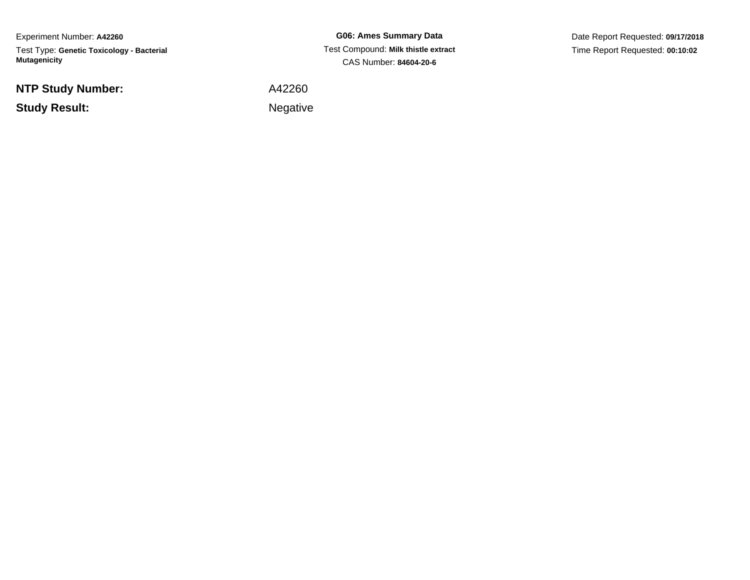Experiment Number: **A42260**

Test Type: **Genetic Toxicology - Bacterial Mutagenicity**

**G06: Ames Summary Data**

Test Compound: **Milk thistle extract**

CAS Number: **84604-20-6**

Date Report Requested: **09/17/2018**

Time Report Requested: **00:10:02**

| | |
|---|---|
| **NTP Study Number:** | A42260 |
| **Study Result:** | Negative |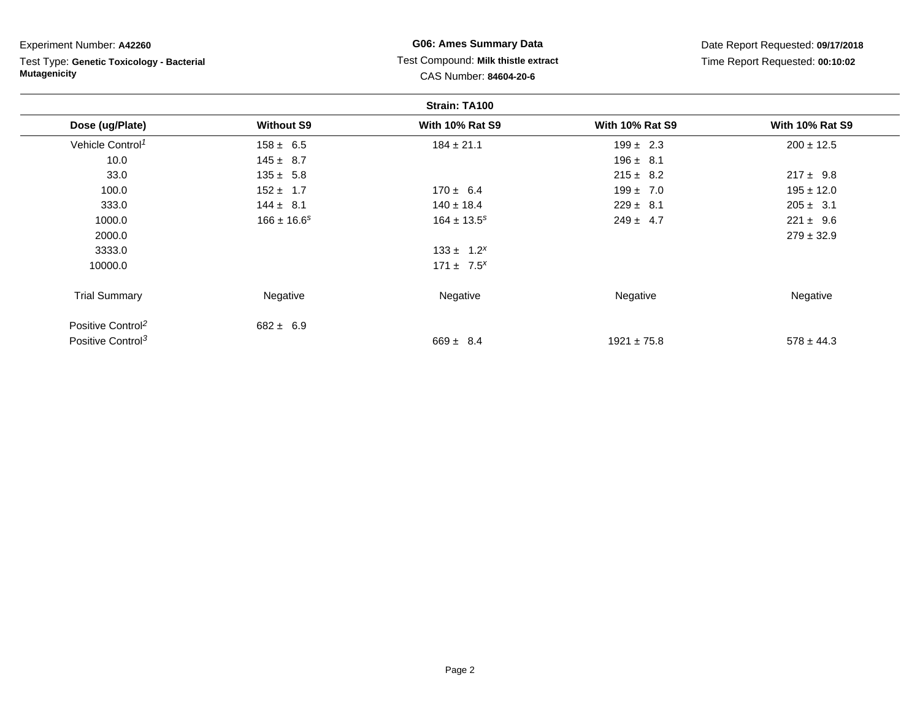Experiment Number: **A42260**

Test Type: **Genetic Toxicology - Bacterial Mutagenicity**

**G06: Ames Summary Data**

Test Compound: **Milk thistle extract**

CAS Number: **84604-20-6**

Date Report Requested: **09/17/2018**

Time Report Requested: **00:10:02**

**Strain: TA100**

| Dose (ug/Plate) | Without S9 | With 10% Rat S9 | With 10% Rat S9 | With 10% Rat S9 |
|---|---|---|---|---|
| Vehicle Control[1] | 158 ± 6.5 | 184 ± 21.1 | 199 ± 2.3 | 200 ± 12.5 |
| 10.0 | 145 ± 8.7 | | 196 ± 8.1 | |
| 33.0 | 135 ± 5.8 | | 215 ± 8.2 | 217 ± 9.8 |
| 100.0 | 152 ± 1.7 | 170 ± 6.4 | 199 ± 7.0 | 195 ± 12.0 |
| 333.0 | 144 ± 8.1 | 140 ± 18.4 | 229 ± 8.1 | 205 ± 3.1 |
| 1000.0 | 166 ± 16.6[s] | 164 ± 13.5[s] | 249 ± 4.7 | 221 ± 9.6 |
| 2000.0 | | | | 279 ± 32.9 |
| 3333.0 | | 133 ± 1.2[x] | | |
| 10000.0 | | 171 ± 7.5[x] | | |
| Trial Summary | Negative | Negative | Negative | Negative |
| Positive Control[2] | 682 ± 6.9 | | | |
| Positive Control[3] | | 669 ± 8.4 | 1921 ± 75.8 | 578 ± 44.3 |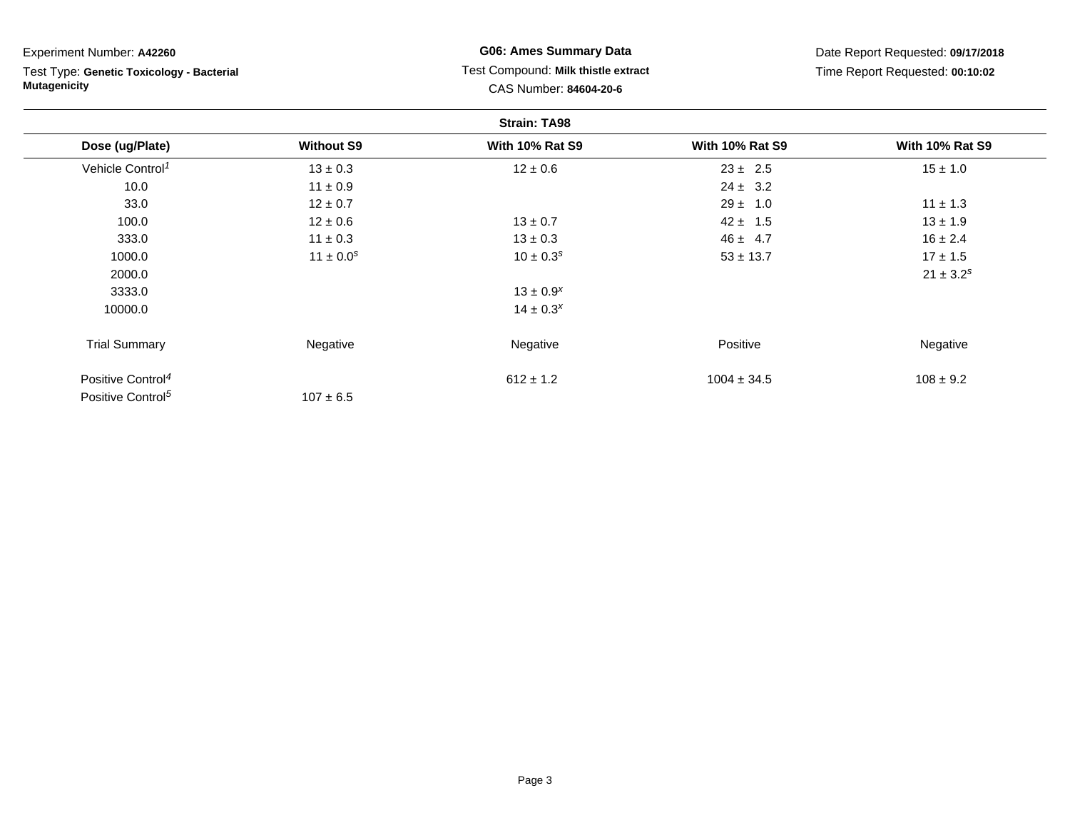Experiment Number: **A42260**

Test Type: **Genetic Toxicology - Bacterial Mutagenicity**

**G06: Ames Summary Data**

Test Compound: **Milk thistle extract**

CAS Number: **84604-20-6**

Date Report Requested: **09/17/2018**

Time Report Requested: **00:10:02**

**Strain: TA98**

| Dose (ug/Plate) | Without S9 | With 10% Rat S9 | With 10% Rat S9 | With 10% Rat S9 |
|---|---|---|---|---|
| Vehicle Control[1] | 13 ± 0.3 | 12 ± 0.6 | 23 ± 2.5 | 15 ± 1.0 |
| 10.0 | 11 ± 0.9 | | 24 ± 3.2 | |
| 33.0 | 12 ± 0.7 | | 29 ± 1.0 | 11 ± 1.3 |
| 100.0 | 12 ± 0.6 | 13 ± 0.7 | 42 ± 1.5 | 13 ± 1.9 |
| 333.0 | 11 ± 0.3 | 13 ± 0.3 | 46 ± 4.7 | 16 ± 2.4 |
| 1000.0 | 11 ± 0.0[s] | 10 ± 0.3[s] | 53 ± 13.7 | 17 ± 1.5 |
| 2000.0 | | | | 21 ± 3.2[s] |
| 3333.0 | | 13 ± 0.9[x] | | |
| 10000.0 | | 14 ± 0.3[x] | | |
| Trial Summary | Negative | Negative | Positive | Negative |
| Positive Control[4] | | 612 ± 1.2 | 1004 ± 34.5 | 108 ± 9.2 |
| Positive Control[5] | 107 ± 6.5 | | | |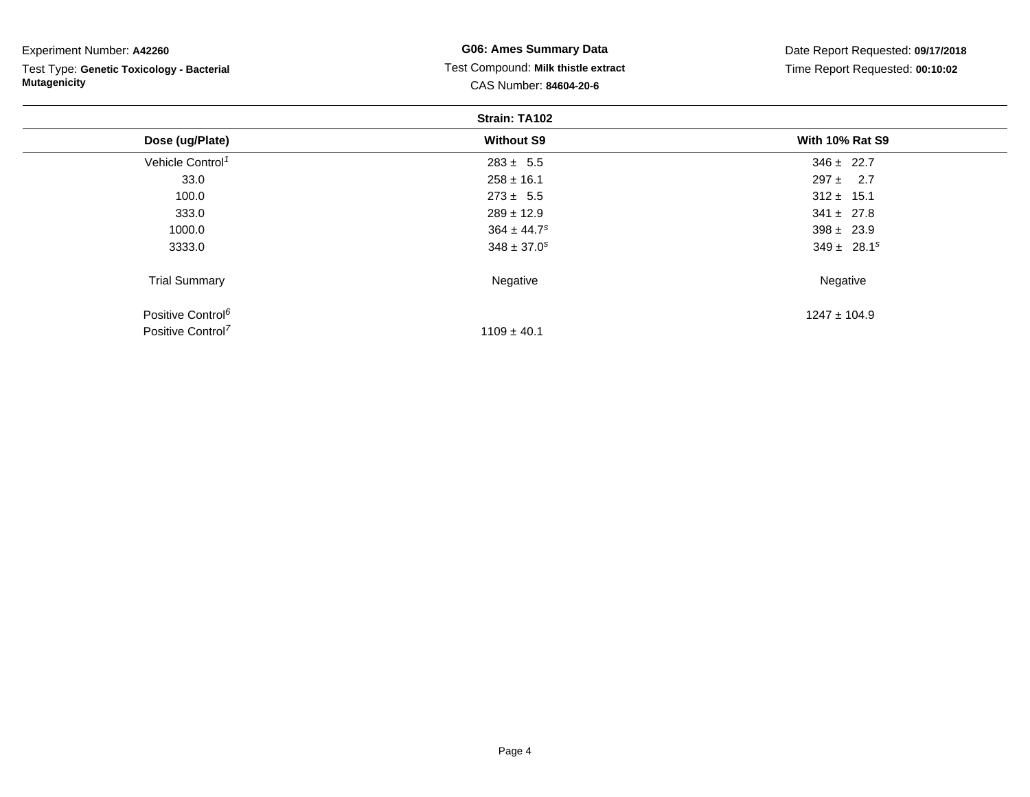Experiment Number: **A42260**

Test Type: **Genetic Toxicology - Bacterial Mutagenicity**

**G06: Ames Summary Data**

Test Compound: **Milk thistle extract**

CAS Number: **84604-20-6**

Date Report Requested: **09/17/2018**

Time Report Requested: **00:10:02**

**Strain: TA102**

| Dose (ug/Plate) | Without S9 | With 10% Rat S9 |
|---|---|---|
| Vehicle Control[1] | 283 ± 5.5 | 346 ± 22.7 |
| 33.0 | 258 ± 16.1 | 297 ± 2.7 |
| 100.0 | 273 ± 5.5 | 312 ± 15.1 |
| 333.0 | 289 ± 12.9 | 341 ± 27.8 |
| 1000.0 | 364 ± 44.7[s] | 398 ± 23.9 |
| 3333.0 | 348 ± 37.0[s] | 349 ± 28.1[s] |
| Trial Summary | Negative | Negative |
| Positive Control[6] | | 1247 ± 104.9 |
| Positive Control[7] | 1109 ± 40.1 | |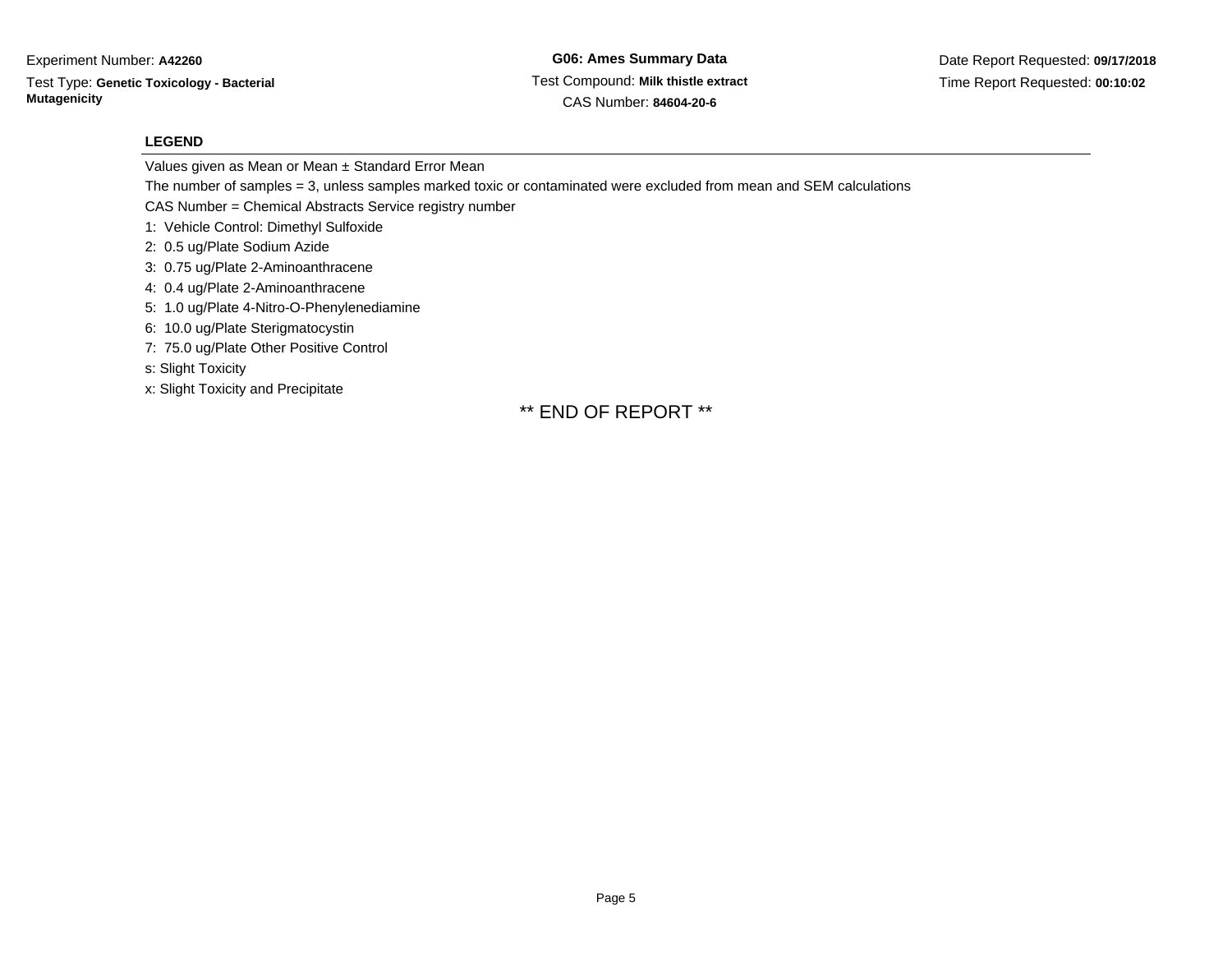Experiment Number: **A42260**

Test Type: **Genetic Toxicology - Bacterial Mutagenicity**

**G06: Ames Summary Data**

Test Compound: **Milk thistle extract**

CAS Number: **84604-20-6**

Date Report Requested: **09/17/2018**

Time Report Requested: **00:10:02**

**LEGEND**

Values given as Mean or Mean ± Standard Error Mean

The number of samples = 3, unless samples marked toxic or contaminated were excluded from mean and SEM calculations

CAS Number = Chemical Abstracts Service registry number

1: Vehicle Control: Dimethyl Sulfoxide

2: 0.5 ug/Plate Sodium Azide

3: 0.75 ug/Plate 2-Aminoanthracene

4: 0.4 ug/Plate 2-Aminoanthracene

5: 1.0 ug/Plate 4-Nitro-O-Phenylenediamine

6: 10.0 ug/Plate Sterigmatocystin

7: 75.0 ug/Plate Other Positive Control

s: Slight Toxicity

x: Slight Toxicity and Precipitate

** END OF REPORT **